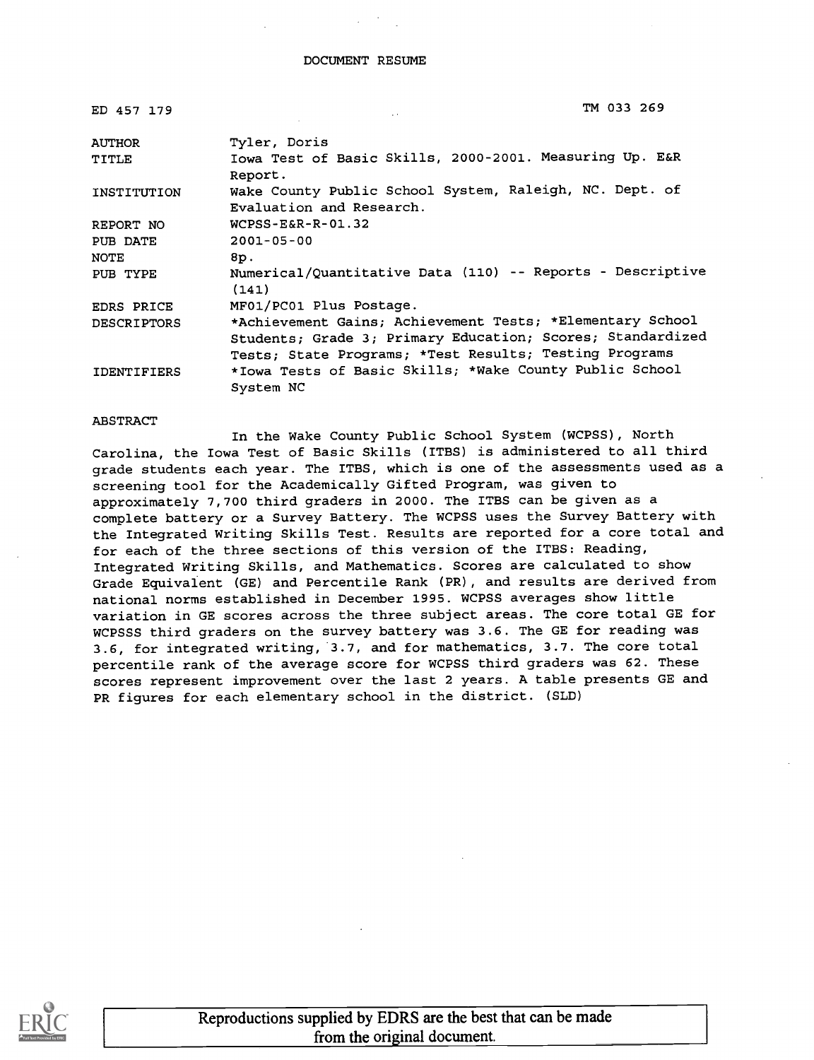DOCUMENT RESUME

| | | |
|---|---|---|
| ED 457 179 | | TM 033 269 |
| AUTHOR | Tyler, Doris | |
| TITLE | Iowa Test of Basic Skills, 2000-2001. Measuring Up. E&R Report. | |
| INSTITUTION | Wake County Public School System, Raleigh, NC. Dept. of Evaluation and Research. | |
| REPORT NO | WCPSS-E&R-R-01.32 | |
| PUB DATE | 2001-05-00 | |
| NOTE | 8p. | |
| PUB TYPE | Numerical/Quantitative Data (110) -- Reports - Descriptive (141) | |
| EDRS PRICE | MF01/PC01 Plus Postage. | |
| DESCRIPTORS | *Achievement Gains; Achievement Tests; *Elementary School Students; Grade 3; Primary Education; Scores; Standardized Tests; State Programs; *Test Results; Testing Programs | |
| IDENTIFIERS | *Iowa Tests of Basic Skills; *Wake County Public School System NC | |

ABSTRACT

In the Wake County Public School System (WCPSS), North Carolina, the Iowa Test of Basic Skills (ITBS) is administered to all third grade students each year. The ITBS, which is one of the assessments used as a screening tool for the Academically Gifted Program, was given to approximately 7,700 third graders in 2000. The ITBS can be given as a complete battery or a Survey Battery. The WCPSS uses the Survey Battery with the Integrated Writing Skills Test. Results are reported for a core total and for each of the three sections of this version of the ITBS: Reading, Integrated Writing Skills, and Mathematics. Scores are calculated to show Grade Equivalent (GE) and Percentile Rank (PR), and results are derived from national norms established in December 1995. WCPSS averages show little variation in GE scores across the three subject areas. The core total GE for WCPSSS third graders on the survey battery was 3.6. The GE for reading was 3.6, for integrated writing, 3.7, and for mathematics, 3.7. The core total percentile rank of the average score for WCPSS third graders was 62. These scores represent improvement over the last 2 years. A table presents GE and PR figures for each elementary school in the district. (SLD)

Reproductions supplied by EDRS are the best that can be made from the original document.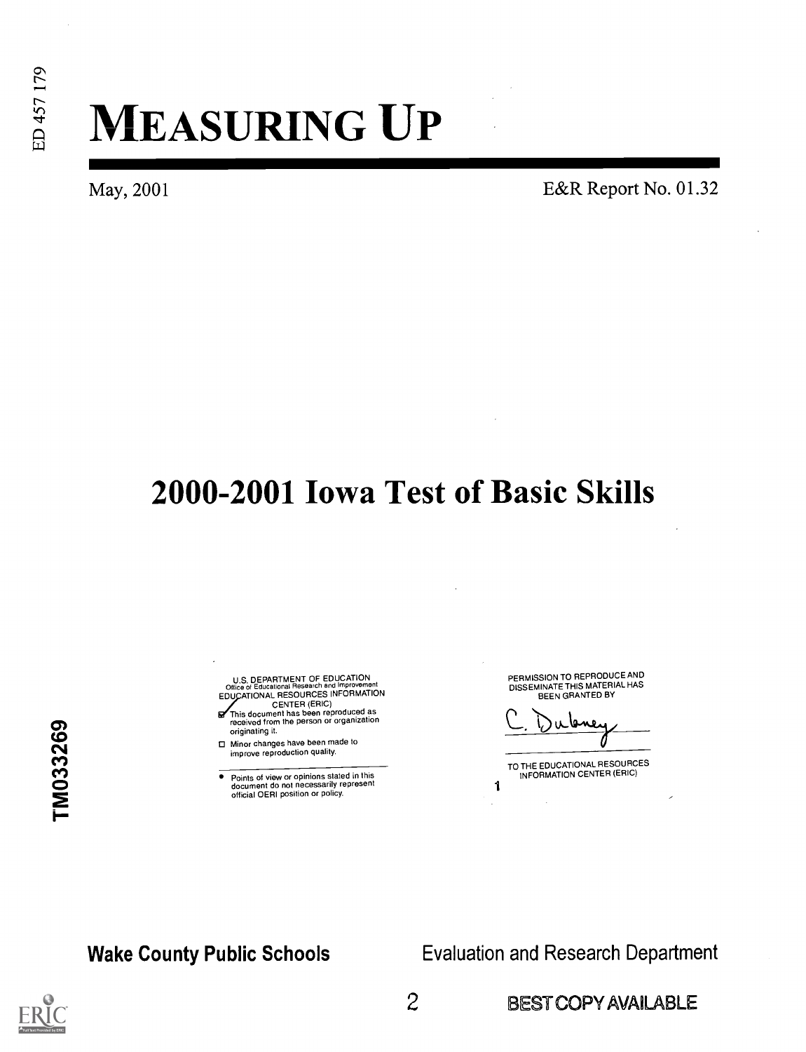ED 457 179

# MEASURING UP

May, 2001 E&R Report No. 01.32

# 2000-2001 Iowa Test of Basic Skills

U.S. DEPARTMENT OF EDUCATION
Office of Educational Research and Improvement
EDUCATIONAL RESOURCES INFORMATION CENTER (ERIC)

- ☑ This document has been reproduced as received from the person or organization originating it.
- ☐ Minor changes have been made to improve reproduction quality.

- Points of view or opinions stated in this document do not necessarily represent official OERI position or policy.

PERMISSION TO REPRODUCE AND DISSEMINATE THIS MATERIAL HAS BEEN GRANTED BY

C. Dubney

TO THE EDUCATIONAL RESOURCES INFORMATION CENTER (ERIC)

1

TM033269

**Wake County Public Schools** Evaluation and Research Department

BEST COPY AVAILABLE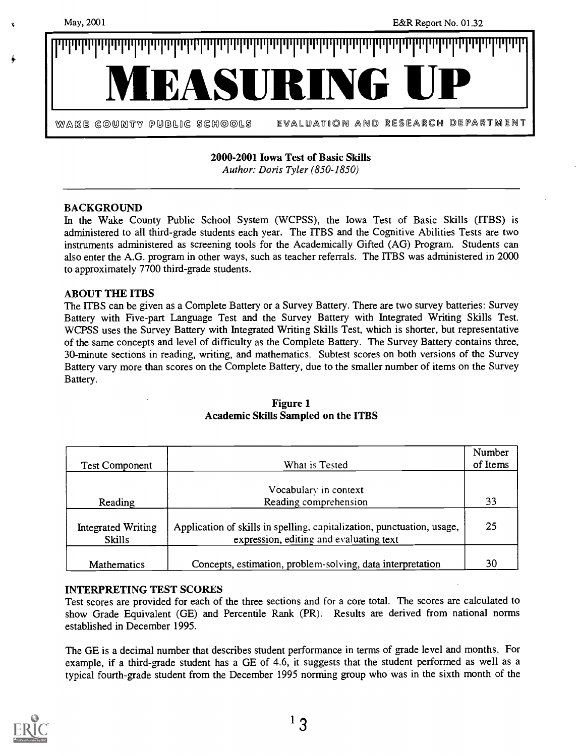May, 2001 E&R Report No. 01.32

# MEASURING UP

WAKE COUNTY PUBLIC SCHOOLS EVALUATION AND RESEARCH DEPARTMENT

**2000-2001 Iowa Test of Basic Skills**
*Author: Doris Tyler (850-1850)*

### BACKGROUND

In the Wake County Public School System (WCPSS), the Iowa Test of Basic Skills (ITBS) is administered to all third-grade students each year. The ITBS and the Cognitive Abilities Tests are two instruments administered as screening tools for the Academically Gifted (AG) Program. Students can also enter the A.G. program in other ways, such as teacher referrals. The ITBS was administered in 2000 to approximately 7700 third-grade students.

### ABOUT THE ITBS

The ITBS can be given as a Complete Battery or a Survey Battery. There are two survey batteries: Survey Battery with Five-part Language Test and the Survey Battery with Integrated Writing Skills Test. WCPSS uses the Survey Battery with Integrated Writing Skills Test, which is shorter, but representative of the same concepts and level of difficulty as the Complete Battery. The Survey Battery contains three, 30-minute sections in reading, writing, and mathematics. Subtest scores on both versions of the Survey Battery vary more than scores on the Complete Battery, due to the smaller number of items on the Survey Battery.

**Figure 1**
**Academic Skills Sampled on the ITBS**

| Test Component | What is Tested | Number of Items |
|---|---|---|
| Reading | Vocabulary in context<br>Reading comprehension | 33 |
| Integrated Writing Skills | Application of skills in spelling, capitalization, punctuation, usage, expression, editing and evaluating text | 25 |
| Mathematics | Concepts, estimation, problem-solving, data interpretation | 30 |

### INTERPRETING TEST SCORES

Test scores are provided for each of the three sections and for a core total. The scores are calculated to show Grade Equivalent (GE) and Percentile Rank (PR). Results are derived from national norms established in December 1995.

The GE is a decimal number that describes student performance in terms of grade level and months. For example, if a third-grade student has a GE of 4.6, it suggests that the student performed as well as a typical fourth-grade student from the December 1995 norming group who was in the sixth month of the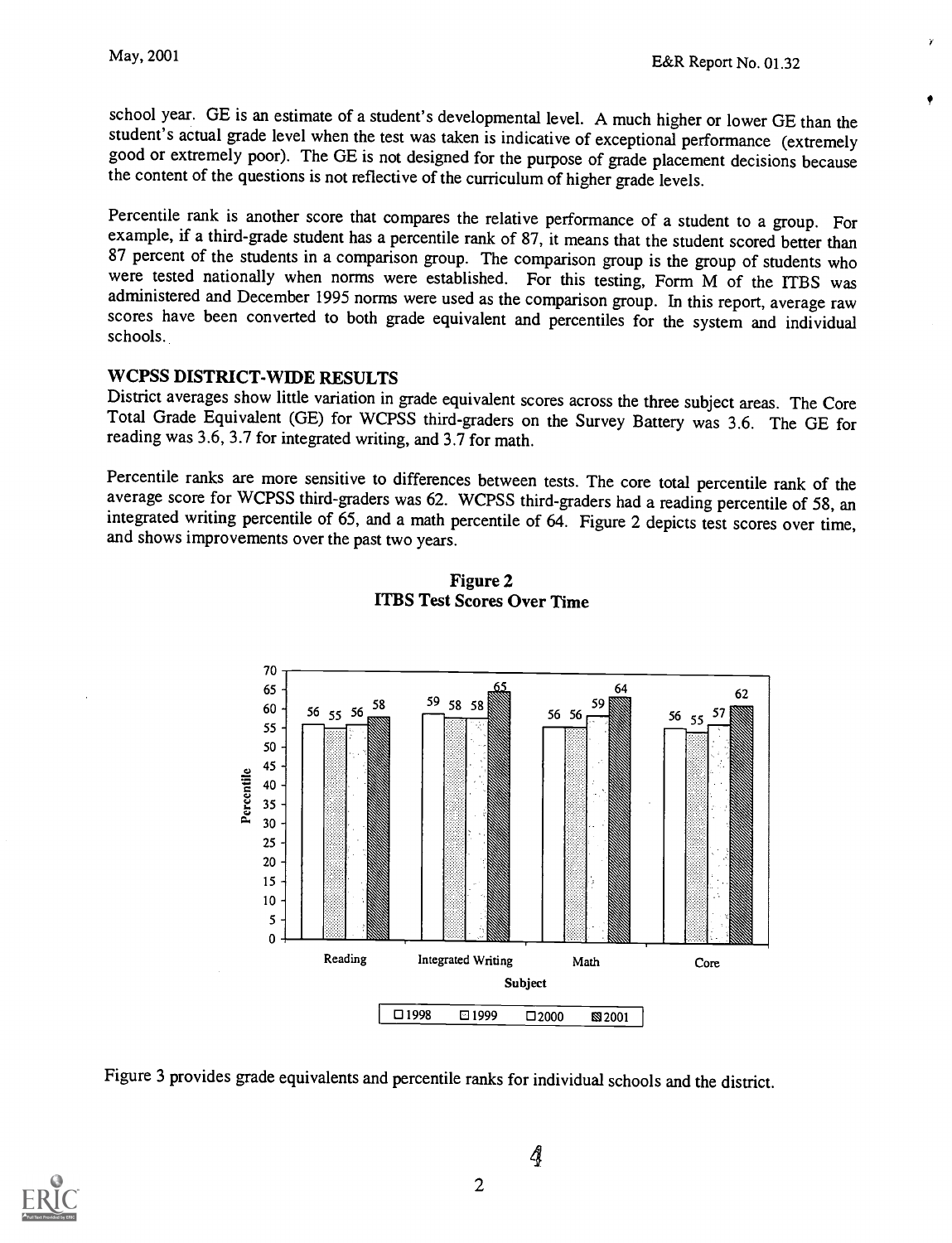school year. GE is an estimate of a student's developmental level. A much higher or lower GE than the student's actual grade level when the test was taken is indicative of exceptional performance (extremely good or extremely poor). The GE is not designed for the purpose of grade placement decisions because the content of the questions is not reflective of the curriculum of higher grade levels.

Percentile rank is another score that compares the relative performance of a student to a group. For example, if a third-grade student has a percentile rank of 87, it means that the student scored better than 87 percent of the students in a comparison group. The comparison group is the group of students who were tested nationally when norms were established. For this testing, Form M of the ITBS was administered and December 1995 norms were used as the comparison group. In this report, average raw scores have been converted to both grade equivalent and percentiles for the system and individual schools.

## WCPSS DISTRICT-WIDE RESULTS

District averages show little variation in grade equivalent scores across the three subject areas. The Core Total Grade Equivalent (GE) for WCPSS third-graders on the Survey Battery was 3.6. The GE for reading was 3.6, 3.7 for integrated writing, and 3.7 for math.

Percentile ranks are more sensitive to differences between tests. The core total percentile rank of the average score for WCPSS third-graders was 62. WCPSS third-graders had a reading percentile of 58, an integrated writing percentile of 65, and a math percentile of 64. Figure 2 depicts test scores over time, and shows improvements over the past two years.

**Figure 2**
**ITBS Test Scores Over Time**

| Subject | 1998 | 1999 | 2000 | 2001 |
|---|---|---|---|---|
| Reading | 56 | 55 | 56 | 58 |
| Integrated Writing | 59 | 58 | 58 | 65 |
| Math | 56 | 56 | 59 | 64 |
| Core | 56 | 55 | 57 | 62 |

Figure 3 provides grade equivalents and percentile ranks for individual schools and the district.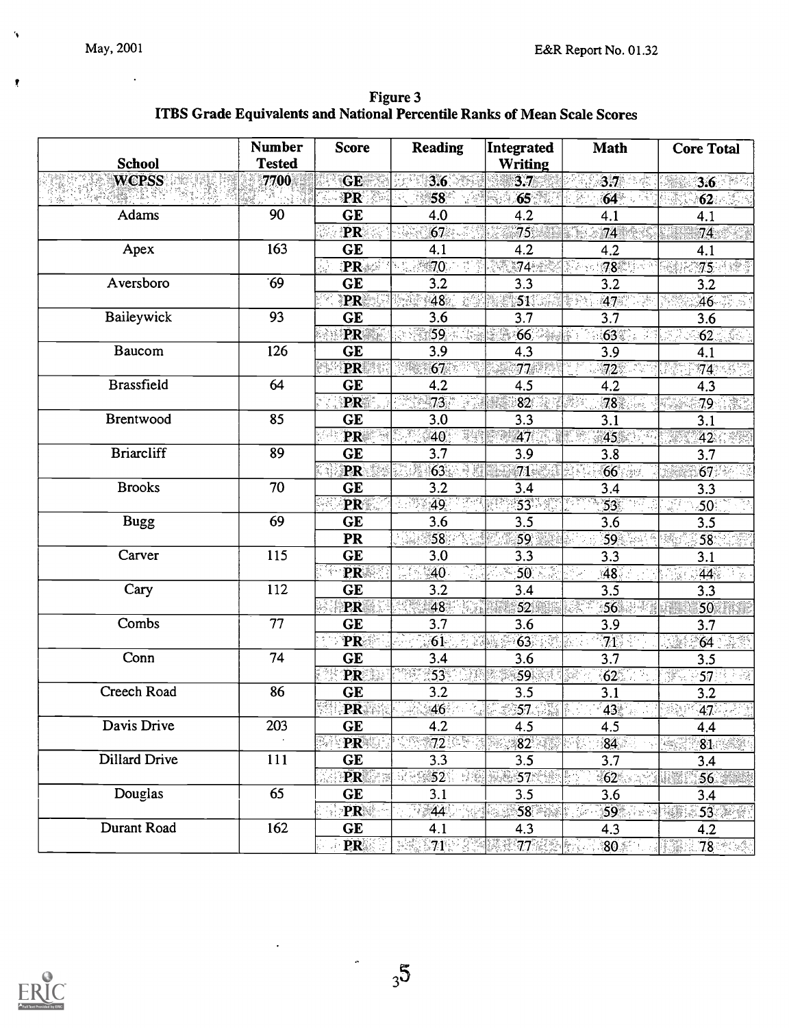## Figure 3
### ITBS Grade Equivalents and National Percentile Ranks of Mean Scale Scores

| School | Number Tested | Score | Reading | Integrated Writing | Math | Core Total |
|---|---|---|---|---|---|---|
| **WCPSS** | **7700** | **GE** | **3.6** | **3.7** | **3.7** | **3.6** |
| | | **PR** | **58** | **65** | **64** | **62** |
| Adams | 90 | **GE** | 4.0 | 4.2 | 4.1 | 4.1 |
| | | **PR** | 67 | 75 | 74 | 74 |
| Apex | 163 | **GE** | 4.1 | 4.2 | 4.2 | 4.1 |
| | | **PR** | 70 | 74 | 78 | 75 |
| Aversboro | 69 | **GE** | 3.2 | 3.3 | 3.2 | 3.2 |
| | | **PR** | 48 | 51 | 47 | 46 |
| Baileywick | 93 | **GE** | 3.6 | 3.7 | 3.7 | 3.6 |
| | | **PR** | 59 | 66 | 63 | 62 |
| Baucom | 126 | **GE** | 3.9 | 4.3 | 3.9 | 4.1 |
| | | **PR** | 67 | 77 | 72 | 74 |
| Brassfield | 64 | **GE** | 4.2 | 4.5 | 4.2 | 4.3 |
| | | **PR** | 73 | 82 | 78 | 79 |
| Brentwood | 85 | **GE** | 3.0 | 3.3 | 3.1 | 3.1 |
| | | **PR** | 40 | 47 | 45 | 42 |
| Briarcliff | 89 | **GE** | 3.7 | 3.9 | 3.8 | 3.7 |
| | | **PR** | 63 | 71 | 66 | 67 |
| Brooks | 70 | **GE** | 3.2 | 3.4 | 3.4 | 3.3 |
| | | **PR** | 49 | 53 | 53 | 50 |
| Bugg | 69 | **GE** | 3.6 | 3.5 | 3.6 | 3.5 |
| | | **PR** | 58 | 59 | 59 | 58 |
| Carver | 115 | **GE** | 3.0 | 3.3 | 3.3 | 3.1 |
| | | **PR** | 40 | 50 | 48 | 44 |
| Cary | 112 | **GE** | 3.2 | 3.4 | 3.5 | 3.3 |
| | | **PR** | 48 | 52 | 56 | 50 |
| Combs | 77 | **GE** | 3.7 | 3.6 | 3.9 | 3.7 |
| | | **PR** | 61 | 63 | 71 | 64 |
| Conn | 74 | **GE** | 3.4 | 3.6 | 3.7 | 3.5 |
| | | **PR** | 53 | 59 | 62 | 57 |
| Creech Road | 86 | **GE** | 3.2 | 3.5 | 3.1 | 3.2 |
| | | **PR** | 46 | 57 | 43 | 47 |
| Davis Drive | 203 | **GE** | 4.2 | 4.5 | 4.5 | 4.4 |
| | | **PR** | 72 | 82 | 84 | 81 |
| Dillard Drive | 111 | **GE** | 3.3 | 3.5 | 3.7 | 3.4 |
| | | **PR** | 52 | 57 | 62 | 56 |
| Douglas | 65 | **GE** | 3.1 | 3.5 | 3.6 | 3.4 |
| | | **PR** | 44 | 58 | 59 | 53 |
| Durant Road | 162 | **GE** | 4.1 | 4.3 | 4.3 | 4.2 |
| | | **PR** | 71 | 77 | 80 | 78 |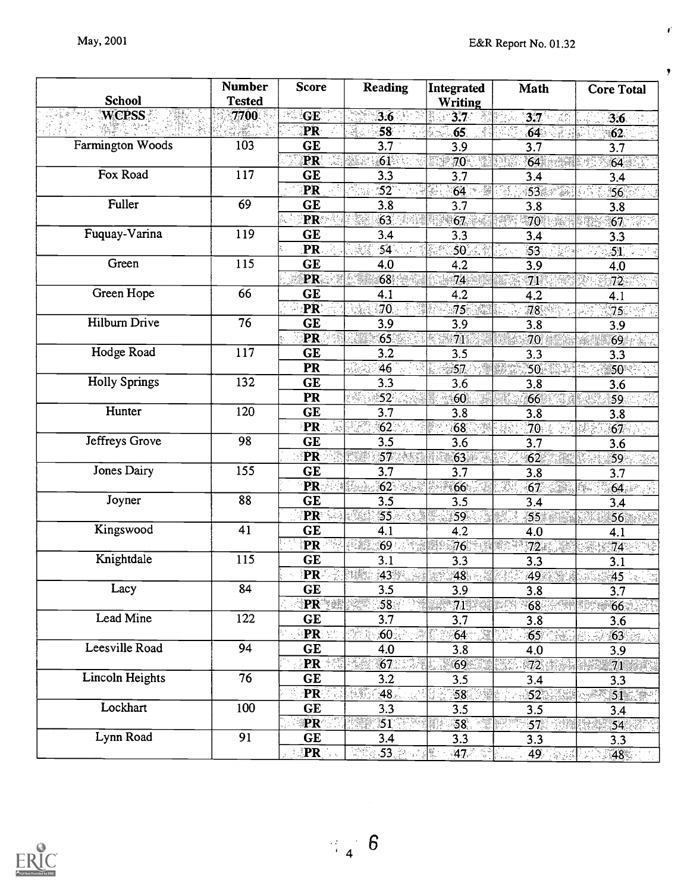| School | Number Tested | Score | Reading | Integrated Writing | Math | Core Total |
|---|---|---|---|---|---|---|
| **WCPSS** | **7700** | **GE** | **3.6** | **3.7** | **3.7** | **3.6** |
| | | **PR** | **58** | **65** | **64** | **62** |
| Farmington Woods | 103 | **GE** | 3.7 | 3.9 | 3.7 | 3.7 |
| | | **PR** | 61 | 70 | 64 | 64 |
| Fox Road | 117 | **GE** | 3.3 | 3.7 | 3.4 | 3.4 |
| | | **PR** | 52 | 64 | 53 | 56 |
| Fuller | 69 | **GE** | 3.8 | 3.7 | 3.8 | 3.8 |
| | | **PR** | 63 | 67 | 70 | 67 |
| Fuquay-Varina | 119 | **GE** | 3.4 | 3.3 | 3.4 | 3.3 |
| | | **PR** | 54 | 50 | 53 | 51 |
| Green | 115 | **GE** | 4.0 | 4.2 | 3.9 | 4.0 |
| | | **PR** | 68 | 74 | 71 | 72 |
| Green Hope | 66 | **GE** | 4.1 | 4.2 | 4.2 | 4.1 |
| | | **PR** | 70 | 75 | 78 | 75 |
| Hilburn Drive | 76 | **GE** | 3.9 | 3.9 | 3.8 | 3.9 |
| | | **PR** | 65 | 71 | 70 | 69 |
| Hodge Road | 117 | **GE** | 3.2 | 3.5 | 3.3 | 3.3 |
| | | **PR** | 46 | 57 | 50 | 50 |
| Holly Springs | 132 | **GE** | 3.3 | 3.6 | 3.8 | 3.6 |
| | | **PR** | 52 | 60 | 66 | 59 |
| Hunter | 120 | **GE** | 3.7 | 3.8 | 3.8 | 3.8 |
| | | **PR** | 62 | 68 | 70 | 67 |
| Jeffreys Grove | 98 | **GE** | 3.5 | 3.6 | 3.7 | 3.6 |
| | | **PR** | 57 | 63 | 62 | 59 |
| Jones Dairy | 155 | **GE** | 3.7 | 3.7 | 3.8 | 3.7 |
| | | **PR** | 62 | 66 | 67 | 64 |
| Joyner | 88 | **GE** | 3.5 | 3.5 | 3.4 | 3.4 |
| | | **PR** | 55 | 59 | 55 | 56 |
| Kingswood | 41 | **GE** | 4.1 | 4.2 | 4.0 | 4.1 |
| | | **PR** | 69 | 76 | 72 | 74 |
| Knightdale | 115 | **GE** | 3.1 | 3.3 | 3.3 | 3.1 |
| | | **PR** | 43 | 48 | 49 | 45 |
| Lacy | 84 | **GE** | 3.5 | 3.9 | 3.8 | 3.7 |
| | | **PR** | 58 | 71 | 68 | 66 |
| Lead Mine | 122 | **GE** | 3.7 | 3.7 | 3.8 | 3.6 |
| | | **PR** | 60 | 64 | 65 | 63 |
| Leesville Road | 94 | **GE** | 4.0 | 3.8 | 4.0 | 3.9 |
| | | **PR** | 67 | 69 | 72 | 71 |
| Lincoln Heights | 76 | **GE** | 3.2 | 3.5 | 3.4 | 3.3 |
| | | **PR** | 48 | 58 | 52 | 51 |
| Lockhart | 100 | **GE** | 3.3 | 3.5 | 3.5 | 3.4 |
| | | **PR** | 51 | 58 | 57 | 54 |
| Lynn Road | 91 | **GE** | 3.4 | 3.3 | 3.3 | 3.3 |
| | | **PR** | 53 | 47 | 49 | 48 |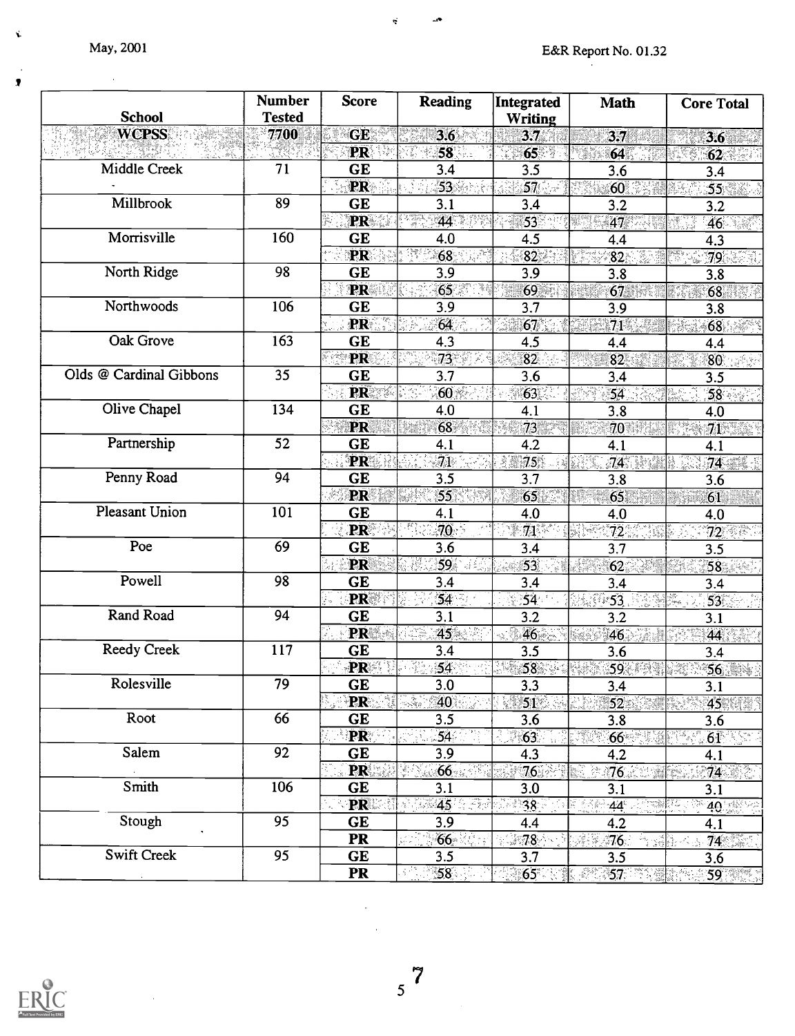| School | Number Tested | Score | Reading | Integrated Writing | Math | Core Total |
|---|---|---|---|---|---|---|
| **WCPSS** | **7700** | **GE** | **3.6** | **3.7** | **3.7** | **3.6** |
| | | **PR** | **58** | **65** | **64** | **62** |
| Middle Creek | 71 | GE | 3.4 | 3.5 | 3.6 | 3.4 |
| | | PR | 53 | 57 | 60 | 55 |
| Millbrook | 89 | GE | 3.1 | 3.4 | 3.2 | 3.2 |
| | | PR | 44 | 53 | 47 | 46 |
| Morrisville | 160 | GE | 4.0 | 4.5 | 4.4 | 4.3 |
| | | PR | 68 | 82 | 82 | 79 |
| North Ridge | 98 | GE | 3.9 | 3.9 | 3.8 | 3.8 |
| | | PR | 65 | 69 | 67 | 68 |
| Northwoods | 106 | GE | 3.9 | 3.7 | 3.9 | 3.8 |
| | | PR | 64 | 67 | 71 | 68 |
| Oak Grove | 163 | GE | 4.3 | 4.5 | 4.4 | 4.4 |
| | | PR | 73 | 82 | 82 | 80 |
| Olds @ Cardinal Gibbons | 35 | GE | 3.7 | 3.6 | 3.4 | 3.5 |
| | | PR | 60 | 63 | 54 | 58 |
| Olive Chapel | 134 | GE | 4.0 | 4.1 | 3.8 | 4.0 |
| | | PR | 68 | 73 | 70 | 71 |
| Partnership | 52 | GE | 4.1 | 4.2 | 4.1 | 4.1 |
| | | PR | 71 | 75 | 74 | 74 |
| Penny Road | 94 | GE | 3.5 | 3.7 | 3.8 | 3.6 |
| | | PR | 55 | 65 | 65 | 61 |
| Pleasant Union | 101 | GE | 4.1 | 4.0 | 4.0 | 4.0 |
| | | PR | 70 | 71 | 72 | 72 |
| Poe | 69 | GE | 3.6 | 3.4 | 3.7 | 3.5 |
| | | PR | 59 | 53 | 62 | 58 |
| Powell | 98 | GE | 3.4 | 3.4 | 3.4 | 3.4 |
| | | PR | 54 | 54 | 53 | 53 |
| Rand Road | 94 | GE | 3.1 | 3.2 | 3.2 | 3.1 |
| | | PR | 45 | 46 | 46 | 44 |
| Reedy Creek | 117 | GE | 3.4 | 3.5 | 3.6 | 3.4 |
| | | PR | 54 | 58 | 59 | 56 |
| Rolesville | 79 | GE | 3.0 | 3.3 | 3.4 | 3.1 |
| | | PR | 40 | 51 | 52 | 45 |
| Root | 66 | GE | 3.5 | 3.6 | 3.8 | 3.6 |
| | | PR | 54 | 63 | 66 | 61 |
| Salem | 92 | GE | 3.9 | 4.3 | 4.2 | 4.1 |
| | | PR | 66 | 76 | 76 | 74 |
| Smith | 106 | GE | 3.1 | 3.0 | 3.1 | 3.1 |
| | | PR | 45 | 38 | 44 | 40 |
| Stough | 95 | GE | 3.9 | 4.4 | 4.2 | 4.1 |
| | | PR | 66 | 78 | 76 | 74 |
| Swift Creek | 95 | GE | 3.5 | 3.7 | 3.5 | 3.6 |
| | | PR | 58 | 65 | 57 | 59 |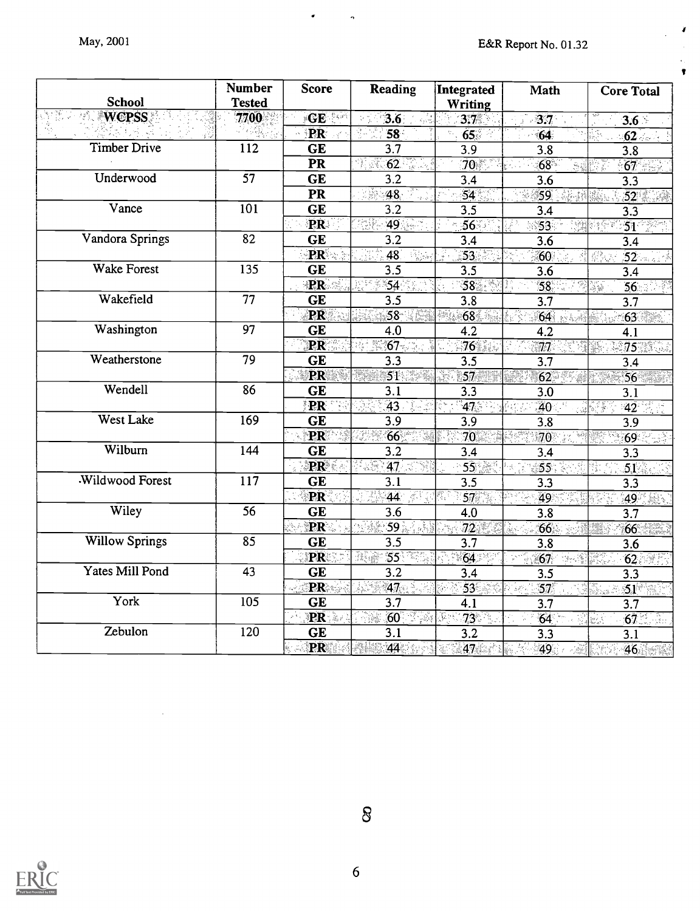| School | Number Tested | Score | Reading | Integrated Writing | Math | Core Total |
|---|---|---|---|---|---|---|
| **WCPSS** | **7700** | **GE** | **3.6** | **3.7** | **3.7** | **3.6** |
| | | **PR** | **58** | **65** | **64** | **62** |
| Timber Drive | 112 | **GE** | 3.7 | 3.9 | 3.8 | 3.8 |
| | | **PR** | 62 | 70 | 68 | 67 |
| Underwood | 57 | **GE** | 3.2 | 3.4 | 3.6 | 3.3 |
| | | **PR** | 48 | 54 | 59 | 52 |
| Vance | 101 | **GE** | 3.2 | 3.5 | 3.4 | 3.3 |
| | | **PR** | 49 | 56 | 53 | 51 |
| Vandora Springs | 82 | **GE** | 3.2 | 3.4 | 3.6 | 3.4 |
| | | **PR** | 48 | 53 | 60 | 52 |
| Wake Forest | 135 | **GE** | 3.5 | 3.5 | 3.6 | 3.4 |
| | | **PR** | 54 | 58 | 58 | 56 |
| Wakefield | 77 | **GE** | 3.5 | 3.8 | 3.7 | 3.7 |
| | | **PR** | 58 | 68 | 64 | 63 |
| Washington | 97 | **GE** | 4.0 | 4.2 | 4.2 | 4.1 |
| | | **PR** | 67 | 76 | 77 | 75 |
| Weatherstone | 79 | **GE** | 3.3 | 3.5 | 3.7 | 3.4 |
| | | **PR** | 51 | 57 | 62 | 56 |
| Wendell | 86 | **GE** | 3.1 | 3.3 | 3.0 | 3.1 |
| | | **PR** | 43 | 47 | 40 | 42 |
| West Lake | 169 | **GE** | 3.9 | 3.9 | 3.8 | 3.9 |
| | | **PR** | 66 | 70 | 70 | 69 |
| Wilburn | 144 | **GE** | 3.2 | 3.4 | 3.4 | 3.3 |
| | | **PR** | 47 | 55 | 55 | 51 |
| Wildwood Forest | 117 | **GE** | 3.1 | 3.5 | 3.3 | 3.3 |
| | | **PR** | 44 | 57 | 49 | 49 |
| Wiley | 56 | **GE** | 3.6 | 4.0 | 3.8 | 3.7 |
| | | **PR** | 59 | 72 | 66 | 66 |
| Willow Springs | 85 | **GE** | 3.5 | 3.7 | 3.8 | 3.6 |
| | | **PR** | 55 | 64 | 67 | 62 |
| Yates Mill Pond | 43 | **GE** | 3.2 | 3.4 | 3.5 | 3.3 |
| | | **PR** | 47 | 53 | 57 | 51 |
| York | 105 | **GE** | 3.7 | 4.1 | 3.7 | 3.7 |
| | | **PR** | 60 | 73 | 64 | 67 |
| Zebulon | 120 | **GE** | 3.1 | 3.2 | 3.3 | 3.1 |
| | | **PR** | 44 | 47 | 49 | 46 |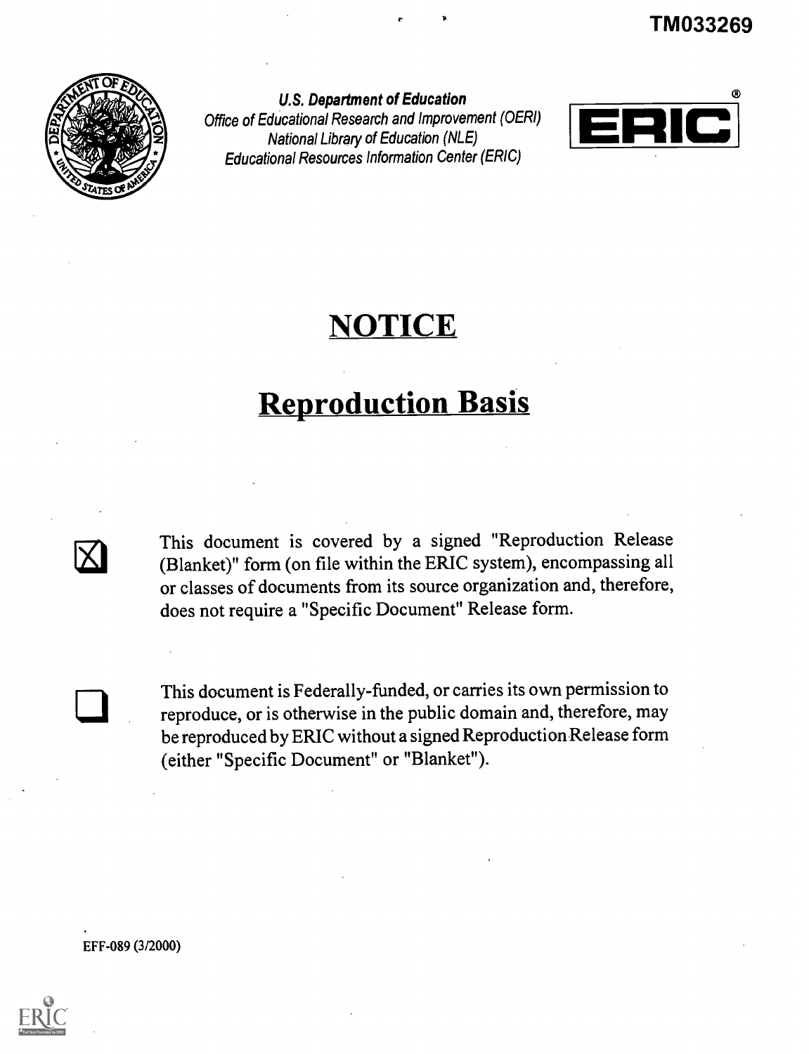TM033269

U.S. Department of Education
Office of Educational Research and Improvement (OERI)
National Library of Education (NLE)
Educational Resources Information Center (ERIC)

# NOTICE

# Reproduction Basis

☒ This document is covered by a signed "Reproduction Release (Blanket)" form (on file within the ERIC system), encompassing all or classes of documents from its source organization and, therefore, does not require a "Specific Document" Release form.

☐ This document is Federally-funded, or carries its own permission to reproduce, or is otherwise in the public domain and, therefore, may be reproduced by ERIC without a signed Reproduction Release form (either "Specific Document" or "Blanket").

EFF-089 (3/2000)